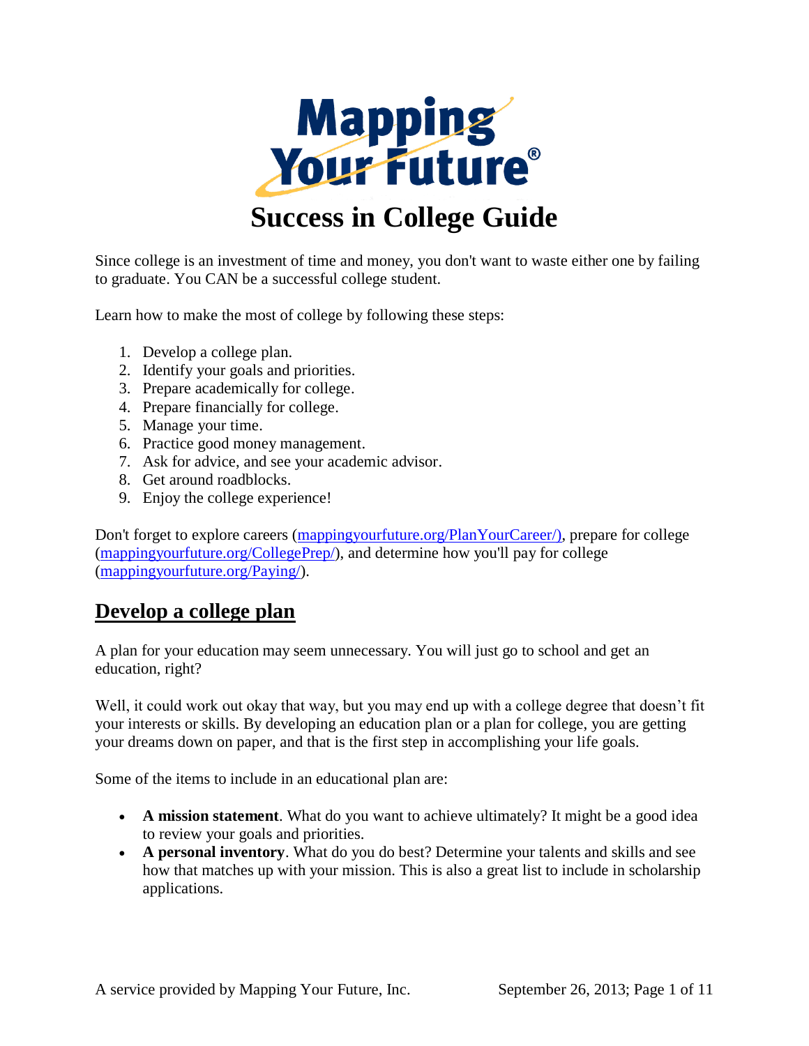# Mapping Your Future®

# Success in College Guide

Since college is an investment of time and money, you don't want to waste either one by failing to graduate. You CAN be a successful college student.

Learn how to make the most of college by following these steps:

1. Develop a college plan.
2. Identify your goals and priorities.
3. Prepare academically for college.
4. Prepare financially for college.
5. Manage your time.
6. Practice good money management.
7. Ask for advice, and see your academic advisor.
8. Get around roadblocks.
9. Enjoy the college experience!

Don't forget to explore careers (mappingyourfuture.org/PlanYourCareer/), prepare for college (mappingyourfuture.org/CollegePrep/), and determine how you'll pay for college (mappingyourfuture.org/Paying/).

## Develop a college plan

A plan for your education may seem unnecessary. You will just go to school and get an education, right?

Well, it could work out okay that way, but you may end up with a college degree that doesn't fit your interests or skills. By developing an education plan or a plan for college, you are getting your dreams down on paper, and that is the first step in accomplishing your life goals.

Some of the items to include in an educational plan are:

- **A mission statement**. What do you want to achieve ultimately? It might be a good idea to review your goals and priorities.
- **A personal inventory**. What do you do best? Determine your talents and skills and see how that matches up with your mission. This is also a great list to include in scholarship applications.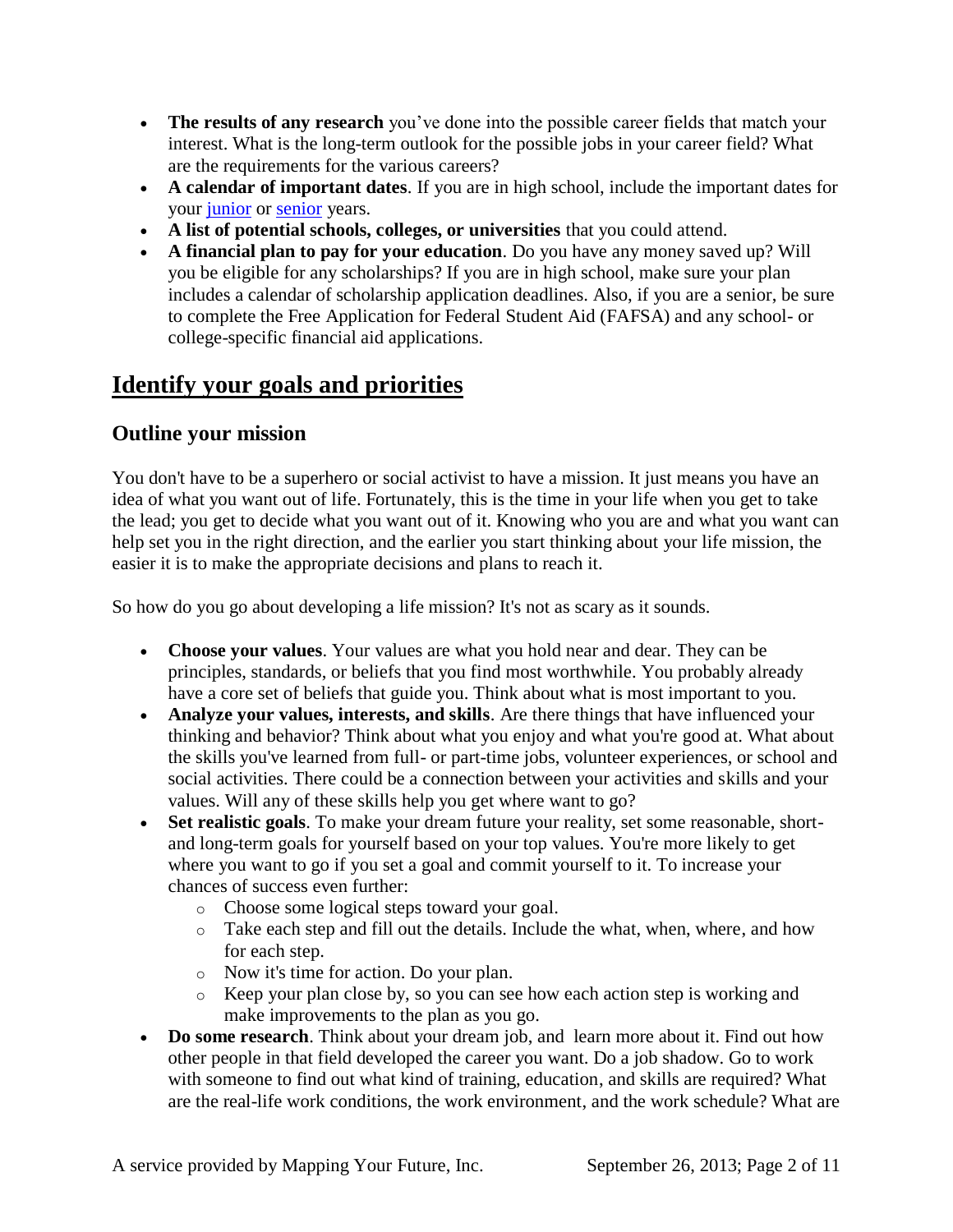- **The results of any research** you've done into the possible career fields that match your interest. What is the long-term outlook for the possible jobs in your career field? What are the requirements for the various careers?
- **A calendar of important dates**. If you are in high school, include the important dates for your junior or senior years.
- **A list of potential schools, colleges, or universities** that you could attend.
- **A financial plan to pay for your education**. Do you have any money saved up? Will you be eligible for any scholarships? If you are in high school, make sure your plan includes a calendar of scholarship application deadlines. Also, if you are a senior, be sure to complete the Free Application for Federal Student Aid (FAFSA) and any school- or college-specific financial aid applications.

## Identify your goals and priorities

### Outline your mission

You don't have to be a superhero or social activist to have a mission. It just means you have an idea of what you want out of life. Fortunately, this is the time in your life when you get to take the lead; you get to decide what you want out of it. Knowing who you are and what you want can help set you in the right direction, and the earlier you start thinking about your life mission, the easier it is to make the appropriate decisions and plans to reach it.

So how do you go about developing a life mission? It's not as scary as it sounds.

- **Choose your values**. Your values are what you hold near and dear. They can be principles, standards, or beliefs that you find most worthwhile. You probably already have a core set of beliefs that guide you. Think about what is most important to you.
- **Analyze your values, interests, and skills**. Are there things that have influenced your thinking and behavior? Think about what you enjoy and what you're good at. What about the skills you've learned from full- or part-time jobs, volunteer experiences, or school and social activities. There could be a connection between your activities and skills and your values. Will any of these skills help you get where want to go?
- **Set realistic goals**. To make your dream future your reality, set some reasonable, short- and long-term goals for yourself based on your top values. You're more likely to get where you want to go if you set a goal and commit yourself to it. To increase your chances of success even further:
  - Choose some logical steps toward your goal.
  - Take each step and fill out the details. Include the what, when, where, and how for each step.
  - Now it's time for action. Do your plan.
  - Keep your plan close by, so you can see how each action step is working and make improvements to the plan as you go.
- **Do some research**. Think about your dream job, and learn more about it. Find out how other people in that field developed the career you want. Do a job shadow. Go to work with someone to find out what kind of training, education, and skills are required? What are the real-life work conditions, the work environment, and the work schedule? What are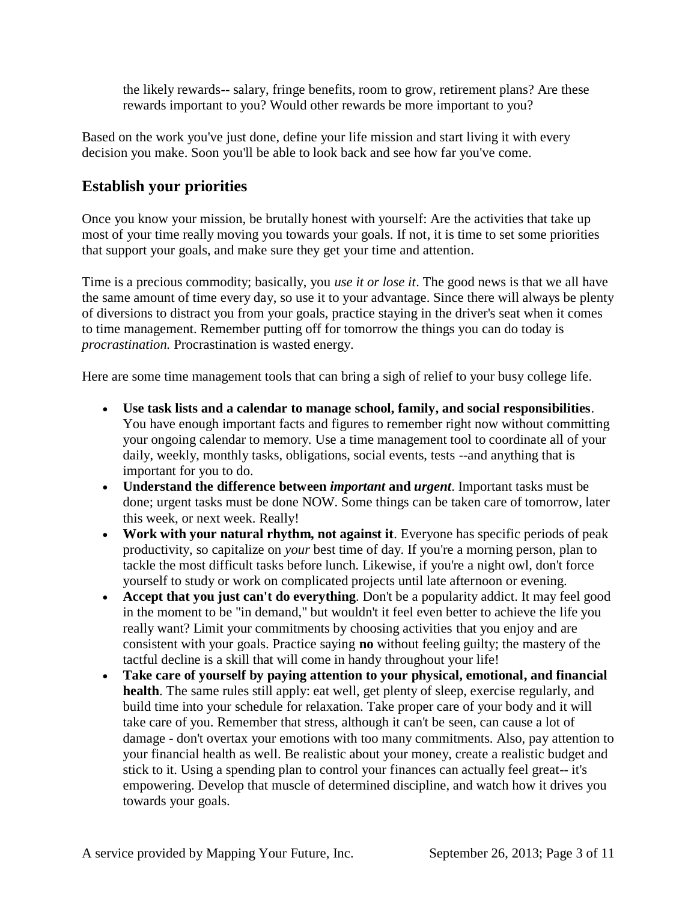the likely rewards-- salary, fringe benefits, room to grow, retirement plans? Are these rewards important to you? Would other rewards be more important to you?

Based on the work you've just done, define your life mission and start living it with every decision you make. Soon you'll be able to look back and see how far you've come.

## Establish your priorities

Once you know your mission, be brutally honest with yourself: Are the activities that take up most of your time really moving you towards your goals. If not, it is time to set some priorities that support your goals, and make sure they get your time and attention.

Time is a precious commodity; basically, you *use it or lose it*. The good news is that we all have the same amount of time every day, so use it to your advantage. Since there will always be plenty of diversions to distract you from your goals, practice staying in the driver's seat when it comes to time management. Remember putting off for tomorrow the things you can do today is *procrastination.* Procrastination is wasted energy.

Here are some time management tools that can bring a sigh of relief to your busy college life.

- **Use task lists and a calendar to manage school, family, and social responsibilities**. You have enough important facts and figures to remember right now without committing your ongoing calendar to memory. Use a time management tool to coordinate all of your daily, weekly, monthly tasks, obligations, social events, tests --and anything that is important for you to do.
- **Understand the difference between *important* and *urgent***. Important tasks must be done; urgent tasks must be done NOW. Some things can be taken care of tomorrow, later this week, or next week. Really!
- **Work with your natural rhythm, not against it**. Everyone has specific periods of peak productivity, so capitalize on *your* best time of day. If you're a morning person, plan to tackle the most difficult tasks before lunch. Likewise, if you're a night owl, don't force yourself to study or work on complicated projects until late afternoon or evening.
- **Accept that you just can't do everything**. Don't be a popularity addict. It may feel good in the moment to be "in demand," but wouldn't it feel even better to achieve the life you really want? Limit your commitments by choosing activities that you enjoy and are consistent with your goals. Practice saying **no** without feeling guilty; the mastery of the tactful decline is a skill that will come in handy throughout your life!
- **Take care of yourself by paying attention to your physical, emotional, and financial health**. The same rules still apply: eat well, get plenty of sleep, exercise regularly, and build time into your schedule for relaxation. Take proper care of your body and it will take care of you. Remember that stress, although it can't be seen, can cause a lot of damage - don't overtax your emotions with too many commitments. Also, pay attention to your financial health as well. Be realistic about your money, create a realistic budget and stick to it. Using a spending plan to control your finances can actually feel great-- it's empowering. Develop that muscle of determined discipline, and watch how it drives you towards your goals.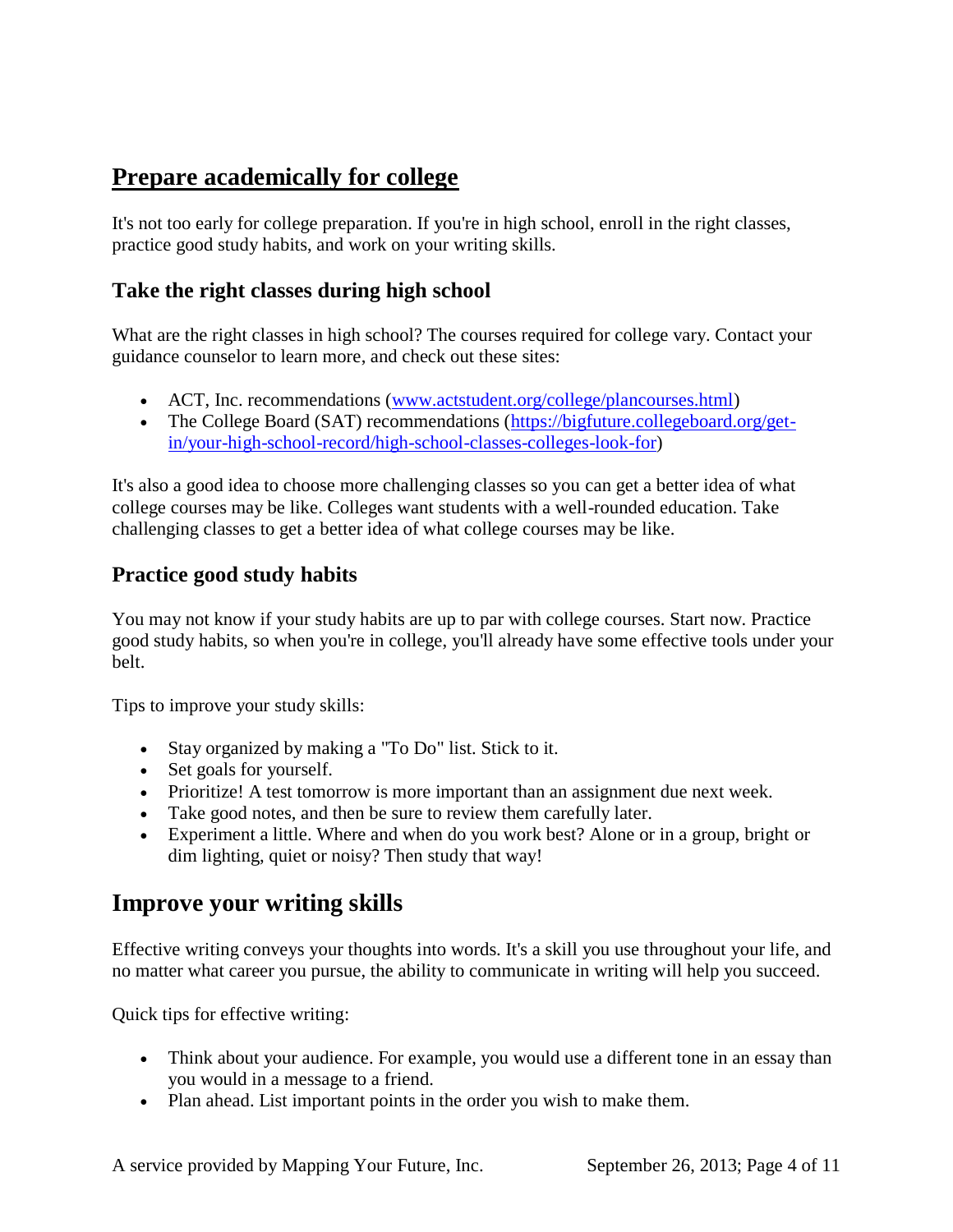## Prepare academically for college

It's not too early for college preparation. If you're in high school, enroll in the right classes, practice good study habits, and work on your writing skills.

### Take the right classes during high school

What are the right classes in high school? The courses required for college vary. Contact your guidance counselor to learn more, and check out these sites:

- ACT, Inc. recommendations ([www.actstudent.org/college/plancourses.html](www.actstudent.org/college/plancourses.html))
- The College Board (SAT) recommendations ([https://bigfuture.collegeboard.org/get-in/your-high-school-record/high-school-classes-colleges-look-for](https://bigfuture.collegeboard.org/get-in/your-high-school-record/high-school-classes-colleges-look-for))

It's also a good idea to choose more challenging classes so you can get a better idea of what college courses may be like. Colleges want students with a well-rounded education. Take challenging classes to get a better idea of what college courses may be like.

### Practice good study habits

You may not know if your study habits are up to par with college courses. Start now. Practice good study habits, so when you're in college, you'll already have some effective tools under your belt.

Tips to improve your study skills:

- Stay organized by making a "To Do" list. Stick to it.
- Set goals for yourself.
- Prioritize! A test tomorrow is more important than an assignment due next week.
- Take good notes, and then be sure to review them carefully later.
- Experiment a little. Where and when do you work best? Alone or in a group, bright or dim lighting, quiet or noisy? Then study that way!

## Improve your writing skills

Effective writing conveys your thoughts into words. It's a skill you use throughout your life, and no matter what career you pursue, the ability to communicate in writing will help you succeed.

Quick tips for effective writing:

- Think about your audience. For example, you would use a different tone in an essay than you would in a message to a friend.
- Plan ahead. List important points in the order you wish to make them.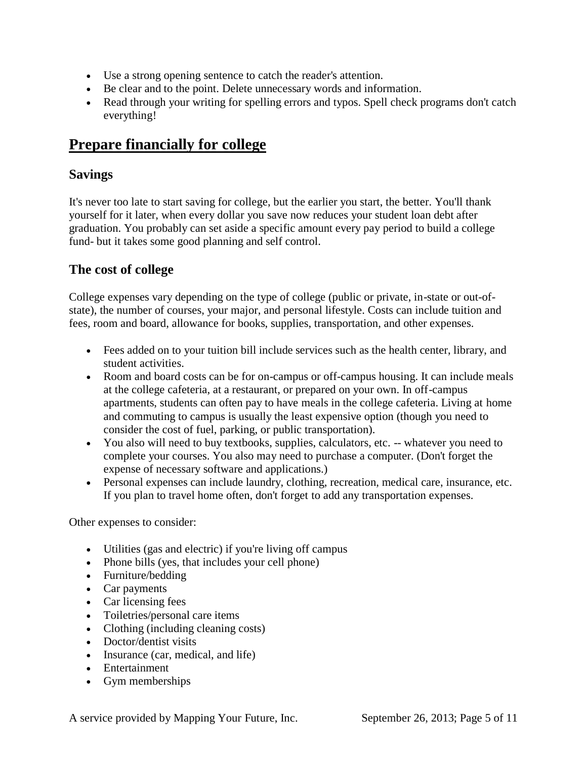- Use a strong opening sentence to catch the reader's attention.
- Be clear and to the point. Delete unnecessary words and information.
- Read through your writing for spelling errors and typos. Spell check programs don't catch everything!

## Prepare financially for college

### Savings

It's never too late to start saving for college, but the earlier you start, the better. You'll thank yourself for it later, when every dollar you save now reduces your student loan debt after graduation. You probably can set aside a specific amount every pay period to build a college fund- but it takes some good planning and self control.

### The cost of college

College expenses vary depending on the type of college (public or private, in-state or out-of-state), the number of courses, your major, and personal lifestyle. Costs can include tuition and fees, room and board, allowance for books, supplies, transportation, and other expenses.

- Fees added on to your tuition bill include services such as the health center, library, and student activities.
- Room and board costs can be for on-campus or off-campus housing. It can include meals at the college cafeteria, at a restaurant, or prepared on your own. In off-campus apartments, students can often pay to have meals in the college cafeteria. Living at home and commuting to campus is usually the least expensive option (though you need to consider the cost of fuel, parking, or public transportation).
- You also will need to buy textbooks, supplies, calculators, etc. -- whatever you need to complete your courses. You also may need to purchase a computer. (Don't forget the expense of necessary software and applications.)
- Personal expenses can include laundry, clothing, recreation, medical care, insurance, etc. If you plan to travel home often, don't forget to add any transportation expenses.

Other expenses to consider:

- Utilities (gas and electric) if you're living off campus
- Phone bills (yes, that includes your cell phone)
- Furniture/bedding
- Car payments
- Car licensing fees
- Toiletries/personal care items
- Clothing (including cleaning costs)
- Doctor/dentist visits
- Insurance (car, medical, and life)
- Entertainment
- Gym memberships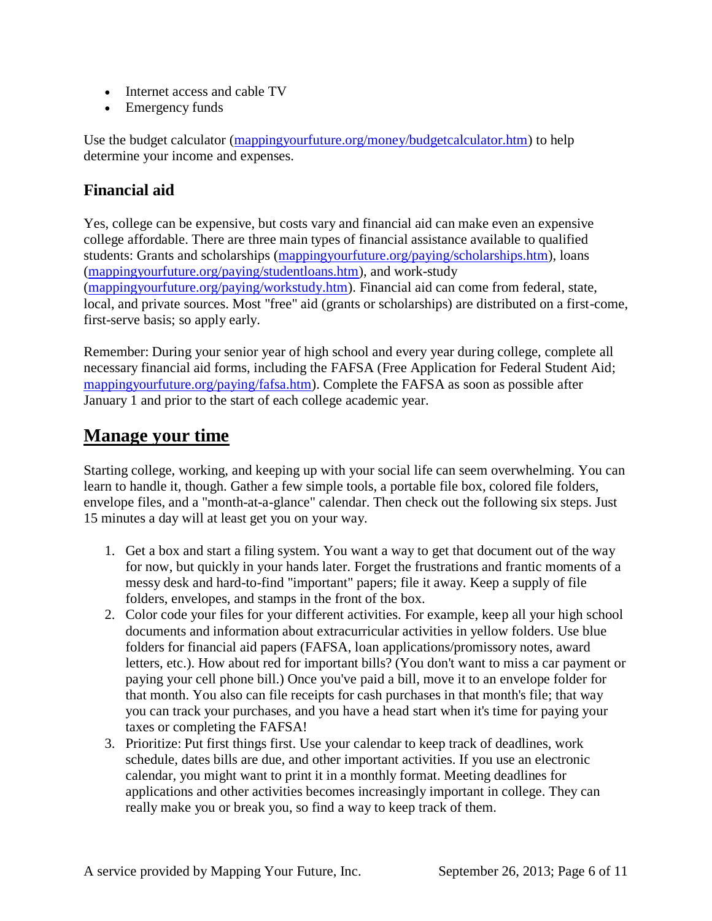- Internet access and cable TV
- Emergency funds

Use the budget calculator (mappingyourfuture.org/money/budgetcalculator.htm) to help determine your income and expenses.

### Financial aid

Yes, college can be expensive, but costs vary and financial aid can make even an expensive college affordable. There are three main types of financial assistance available to qualified students: Grants and scholarships (mappingyourfuture.org/paying/scholarships.htm), loans (mappingyourfuture.org/paying/studentloans.htm), and work-study (mappingyourfuture.org/paying/workstudy.htm). Financial aid can come from federal, state, local, and private sources. Most "free" aid (grants or scholarships) are distributed on a first-come, first-serve basis; so apply early.

Remember: During your senior year of high school and every year during college, complete all necessary financial aid forms, including the FAFSA (Free Application for Federal Student Aid; mappingyourfuture.org/paying/fafsa.htm). Complete the FAFSA as soon as possible after January 1 and prior to the start of each college academic year.

## Manage your time

Starting college, working, and keeping up with your social life can seem overwhelming. You can learn to handle it, though. Gather a few simple tools, a portable file box, colored file folders, envelope files, and a "month-at-a-glance" calendar. Then check out the following six steps. Just 15 minutes a day will at least get you on your way.

1. Get a box and start a filing system. You want a way to get that document out of the way for now, but quickly in your hands later. Forget the frustrations and frantic moments of a messy desk and hard-to-find "important" papers; file it away. Keep a supply of file folders, envelopes, and stamps in the front of the box.
2. Color code your files for your different activities. For example, keep all your high school documents and information about extracurricular activities in yellow folders. Use blue folders for financial aid papers (FAFSA, loan applications/promissory notes, award letters, etc.). How about red for important bills? (You don't want to miss a car payment or paying your cell phone bill.) Once you've paid a bill, move it to an envelope folder for that month. You also can file receipts for cash purchases in that month's file; that way you can track your purchases, and you have a head start when it's time for paying your taxes or completing the FAFSA!
3. Prioritize: Put first things first. Use your calendar to keep track of deadlines, work schedule, dates bills are due, and other important activities. If you use an electronic calendar, you might want to print it in a monthly format. Meeting deadlines for applications and other activities becomes increasingly important in college. They can really make you or break you, so find a way to keep track of them.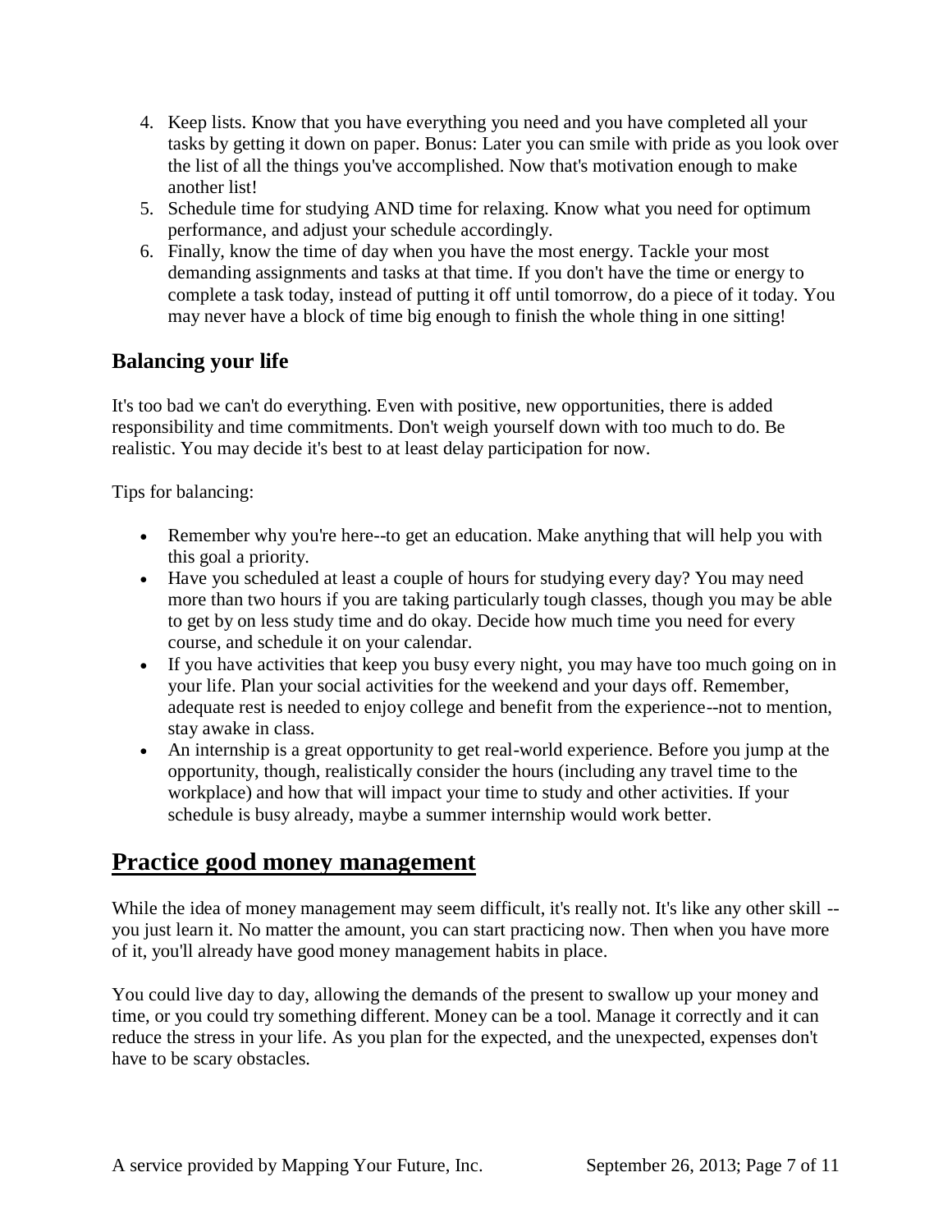4. Keep lists. Know that you have everything you need and you have completed all your tasks by getting it down on paper. Bonus: Later you can smile with pride as you look over the list of all the things you've accomplished. Now that's motivation enough to make another list!
5. Schedule time for studying AND time for relaxing. Know what you need for optimum performance, and adjust your schedule accordingly.
6. Finally, know the time of day when you have the most energy. Tackle your most demanding assignments and tasks at that time. If you don't have the time or energy to complete a task today, instead of putting it off until tomorrow, do a piece of it today. You may never have a block of time big enough to finish the whole thing in one sitting!

### Balancing your life

It's too bad we can't do everything. Even with positive, new opportunities, there is added responsibility and time commitments. Don't weigh yourself down with too much to do. Be realistic. You may decide it's best to at least delay participation for now.

Tips for balancing:

- Remember why you're here--to get an education. Make anything that will help you with this goal a priority.
- Have you scheduled at least a couple of hours for studying every day? You may need more than two hours if you are taking particularly tough classes, though you may be able to get by on less study time and do okay. Decide how much time you need for every course, and schedule it on your calendar.
- If you have activities that keep you busy every night, you may have too much going on in your life. Plan your social activities for the weekend and your days off. Remember, adequate rest is needed to enjoy college and benefit from the experience--not to mention, stay awake in class.
- An internship is a great opportunity to get real-world experience. Before you jump at the opportunity, though, realistically consider the hours (including any travel time to the workplace) and how that will impact your time to study and other activities. If your schedule is busy already, maybe a summer internship would work better.

## Practice good money management

While the idea of money management may seem difficult, it's really not. It's like any other skill -- you just learn it. No matter the amount, you can start practicing now. Then when you have more of it, you'll already have good money management habits in place.

You could live day to day, allowing the demands of the present to swallow up your money and time, or you could try something different. Money can be a tool. Manage it correctly and it can reduce the stress in your life. As you plan for the expected, and the unexpected, expenses don't have to be scary obstacles.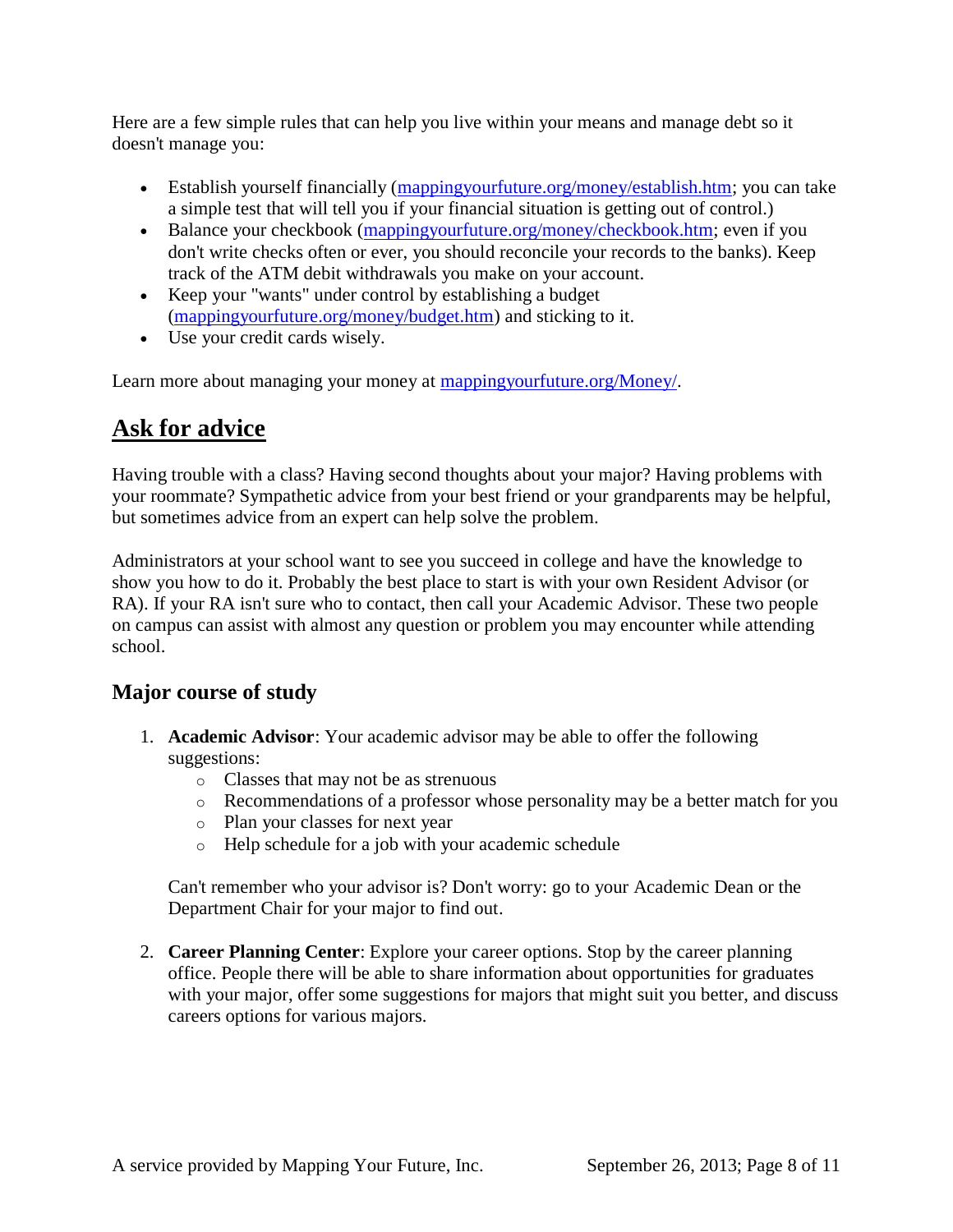Here are a few simple rules that can help you live within your means and manage debt so it doesn't manage you:

- Establish yourself financially ([mappingyourfuture.org/money/establish.htm](mappingyourfuture.org/money/establish.htm); you can take a simple test that will tell you if your financial situation is getting out of control.)
- Balance your checkbook ([mappingyourfuture.org/money/checkbook.htm](mappingyourfuture.org/money/checkbook.htm); even if you don't write checks often or ever, you should reconcile your records to the banks). Keep track of the ATM debit withdrawals you make on your account.
- Keep your "wants" under control by establishing a budget ([mappingyourfuture.org/money/budget.htm](mappingyourfuture.org/money/budget.htm)) and sticking to it.
- Use your credit cards wisely.

Learn more about managing your money at [mappingyourfuture.org/Money/](mappingyourfuture.org/Money/).

## Ask for advice

Having trouble with a class? Having second thoughts about your major? Having problems with your roommate? Sympathetic advice from your best friend or your grandparents may be helpful, but sometimes advice from an expert can help solve the problem.

Administrators at your school want to see you succeed in college and have the knowledge to show you how to do it. Probably the best place to start is with your own Resident Advisor (or RA). If your RA isn't sure who to contact, then call your Academic Advisor. These two people on campus can assist with almost any question or problem you may encounter while attending school.

### Major course of study

1. **Academic Advisor**: Your academic advisor may be able to offer the following suggestions:
   - Classes that may not be as strenuous
   - Recommendations of a professor whose personality may be a better match for you
   - Plan your classes for next year
   - Help schedule for a job with your academic schedule

   Can't remember who your advisor is? Don't worry: go to your Academic Dean or the Department Chair for your major to find out.

2. **Career Planning Center**: Explore your career options. Stop by the career planning office. People there will be able to share information about opportunities for graduates with your major, offer some suggestions for majors that might suit you better, and discuss careers options for various majors.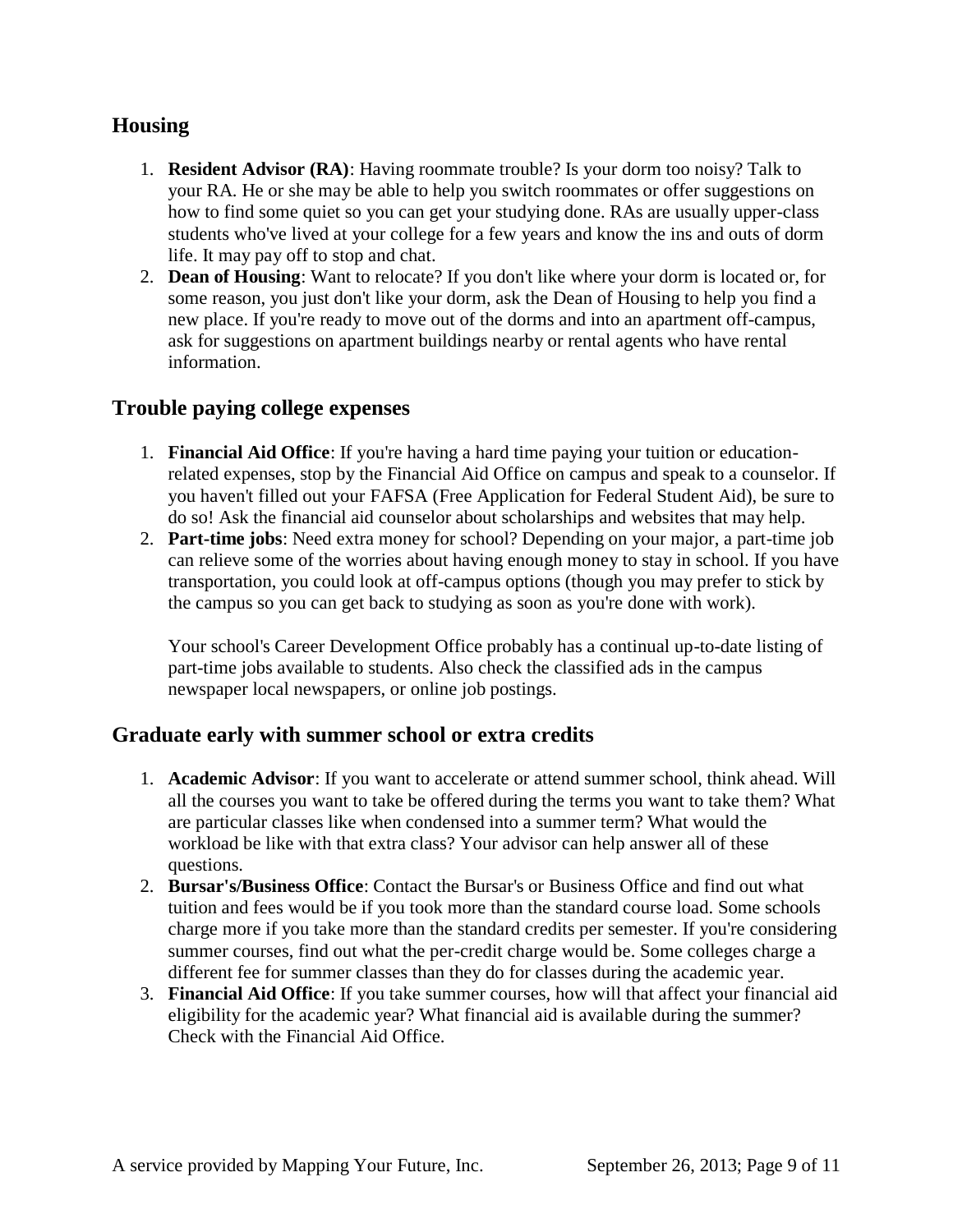## Housing

1. **Resident Advisor (RA)**: Having roommate trouble? Is your dorm too noisy? Talk to your RA. He or she may be able to help you switch roommates or offer suggestions on how to find some quiet so you can get your studying done. RAs are usually upper-class students who've lived at your college for a few years and know the ins and outs of dorm life. It may pay off to stop and chat.
2. **Dean of Housing**: Want to relocate? If you don't like where your dorm is located or, for some reason, you just don't like your dorm, ask the Dean of Housing to help you find a new place. If you're ready to move out of the dorms and into an apartment off-campus, ask for suggestions on apartment buildings nearby or rental agents who have rental information.

## Trouble paying college expenses

1. **Financial Aid Office**: If you're having a hard time paying your tuition or education-related expenses, stop by the Financial Aid Office on campus and speak to a counselor. If you haven't filled out your FAFSA (Free Application for Federal Student Aid), be sure to do so! Ask the financial aid counselor about scholarships and websites that may help.
2. **Part-time jobs**: Need extra money for school? Depending on your major, a part-time job can relieve some of the worries about having enough money to stay in school. If you have transportation, you could look at off-campus options (though you may prefer to stick by the campus so you can get back to studying as soon as you're done with work).

   Your school's Career Development Office probably has a continual up-to-date listing of part-time jobs available to students. Also check the classified ads in the campus newspaper local newspapers, or online job postings.

## Graduate early with summer school or extra credits

1. **Academic Advisor**: If you want to accelerate or attend summer school, think ahead. Will all the courses you want to take be offered during the terms you want to take them? What are particular classes like when condensed into a summer term? What would the workload be like with that extra class? Your advisor can help answer all of these questions.
2. **Bursar's/Business Office**: Contact the Bursar's or Business Office and find out what tuition and fees would be if you took more than the standard course load. Some schools charge more if you take more than the standard credits per semester. If you're considering summer courses, find out what the per-credit charge would be. Some colleges charge a different fee for summer classes than they do for classes during the academic year.
3. **Financial Aid Office**: If you take summer courses, how will that affect your financial aid eligibility for the academic year? What financial aid is available during the summer? Check with the Financial Aid Office.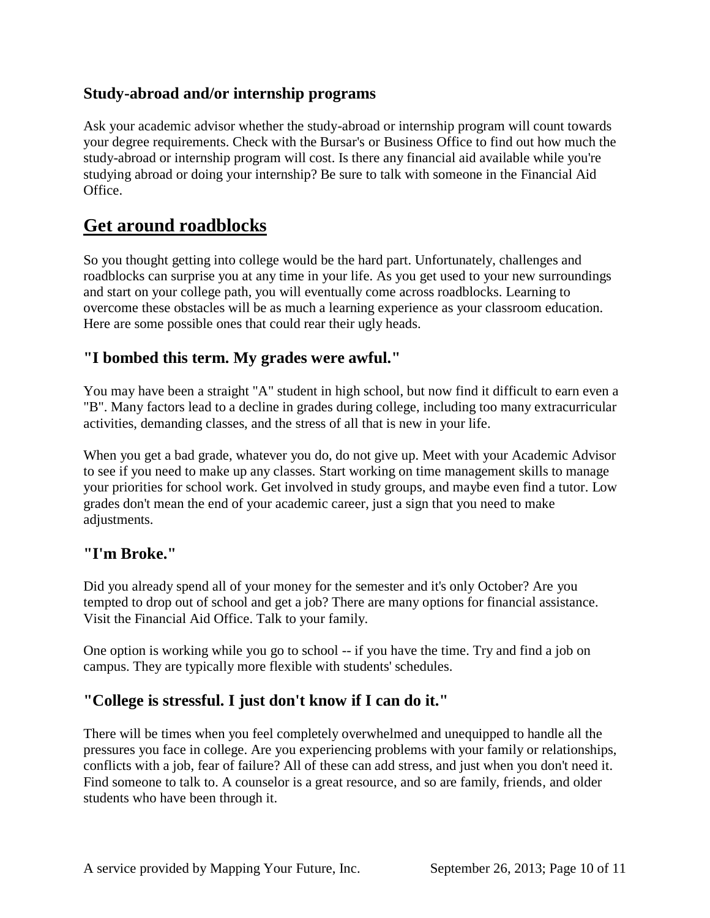### Study-abroad and/or internship programs

Ask your academic advisor whether the study-abroad or internship program will count towards your degree requirements. Check with the Bursar's or Business Office to find out how much the study-abroad or internship program will cost. Is there any financial aid available while you're studying abroad or doing your internship? Be sure to talk with someone in the Financial Aid Office.

## Get around roadblocks

So you thought getting into college would be the hard part. Unfortunately, challenges and roadblocks can surprise you at any time in your life. As you get used to your new surroundings and start on your college path, you will eventually come across roadblocks. Learning to overcome these obstacles will be as much a learning experience as your classroom education. Here are some possible ones that could rear their ugly heads.

### "I bombed this term. My grades were awful."

You may have been a straight "A" student in high school, but now find it difficult to earn even a "B". Many factors lead to a decline in grades during college, including too many extracurricular activities, demanding classes, and the stress of all that is new in your life.

When you get a bad grade, whatever you do, do not give up. Meet with your Academic Advisor to see if you need to make up any classes. Start working on time management skills to manage your priorities for school work. Get involved in study groups, and maybe even find a tutor. Low grades don't mean the end of your academic career, just a sign that you need to make adjustments.

### "I'm Broke."

Did you already spend all of your money for the semester and it's only October? Are you tempted to drop out of school and get a job? There are many options for financial assistance. Visit the Financial Aid Office. Talk to your family.

One option is working while you go to school -- if you have the time. Try and find a job on campus. They are typically more flexible with students' schedules.

### "College is stressful. I just don't know if I can do it."

There will be times when you feel completely overwhelmed and unequipped to handle all the pressures you face in college. Are you experiencing problems with your family or relationships, conflicts with a job, fear of failure? All of these can add stress, and just when you don't need it. Find someone to talk to. A counselor is a great resource, and so are family, friends, and older students who have been through it.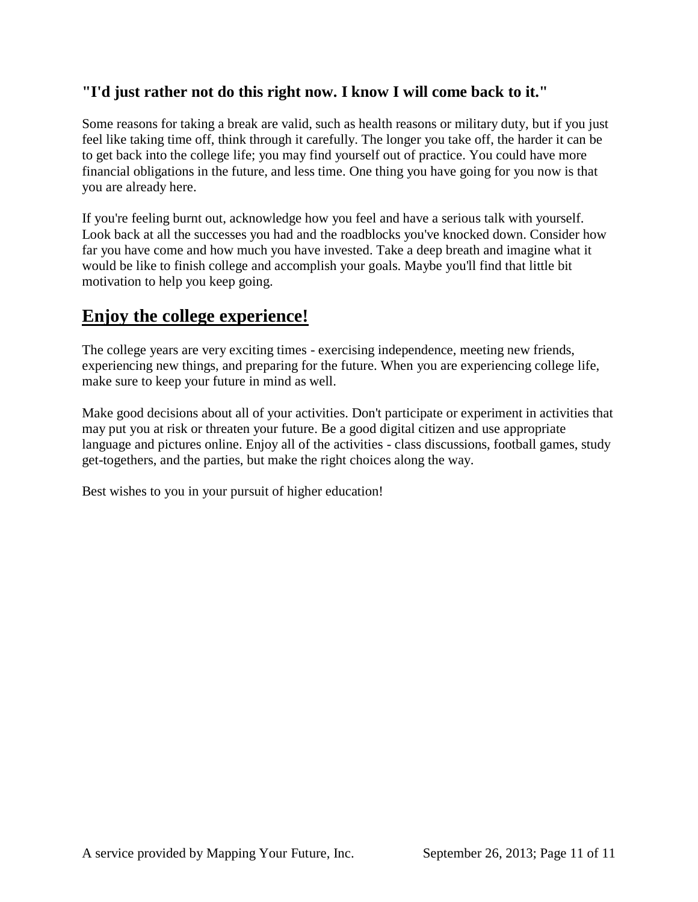### "I'd just rather not do this right now. I know I will come back to it."

Some reasons for taking a break are valid, such as health reasons or military duty, but if you just feel like taking time off, think through it carefully. The longer you take off, the harder it can be to get back into the college life; you may find yourself out of practice. You could have more financial obligations in the future, and less time. One thing you have going for you now is that you are already here.

If you're feeling burnt out, acknowledge how you feel and have a serious talk with yourself. Look back at all the successes you had and the roadblocks you've knocked down. Consider how far you have come and how much you have invested. Take a deep breath and imagine what it would be like to finish college and accomplish your goals. Maybe you'll find that little bit motivation to help you keep going.

## Enjoy the college experience!

The college years are very exciting times - exercising independence, meeting new friends, experiencing new things, and preparing for the future. When you are experiencing college life, make sure to keep your future in mind as well.

Make good decisions about all of your activities. Don't participate or experiment in activities that may put you at risk or threaten your future. Be a good digital citizen and use appropriate language and pictures online. Enjoy all of the activities - class discussions, football games, study get-togethers, and the parties, but make the right choices along the way.

Best wishes to you in your pursuit of higher education!